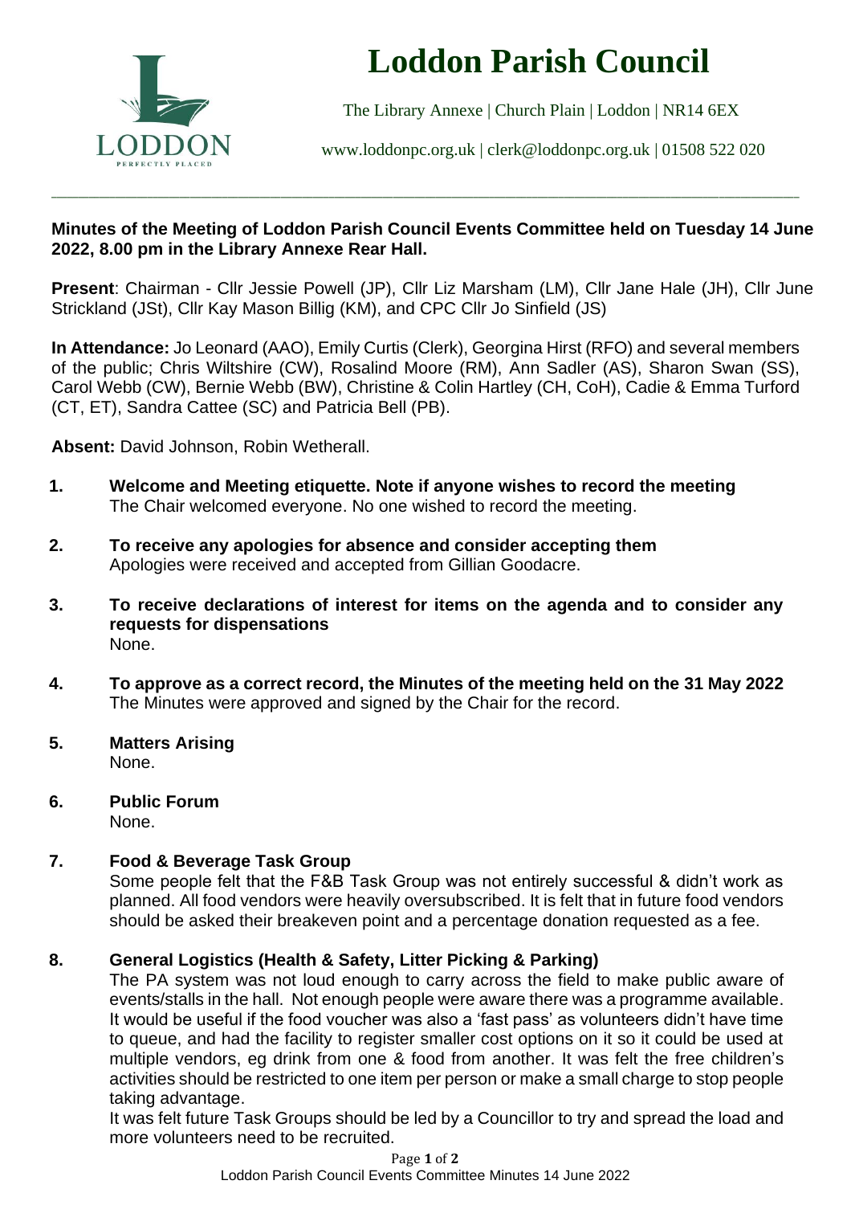# Loddon Parish Council

The Library Annexe | Church Plain | Loddon | NR14 6EX

www.loddonpc.org.uk | clerk@loddonpc.org.uk | 01508 522 020

---

**Minutes of the Meeting of Loddon Parish Council Events Committee held on Tuesday 14 June 2022, 8.00 pm in the Library Annexe Rear Hall.**

**Present**: Chairman - Cllr Jessie Powell (JP), Cllr Liz Marsham (LM), Cllr Jane Hale (JH), Cllr June Strickland (JSt), Cllr Kay Mason Billig (KM), and CPC Cllr Jo Sinfield (JS)

**In Attendance:** Jo Leonard (AAO), Emily Curtis (Clerk), Georgina Hirst (RFO) and several members of the public; Chris Wiltshire (CW), Rosalind Moore (RM), Ann Sadler (AS), Sharon Swan (SS), Carol Webb (CW), Bernie Webb (BW), Christine & Colin Hartley (CH, CoH), Cadie & Emma Turford (CT, ET), Sandra Cattee (SC) and Patricia Bell (PB).

**Absent:** David Johnson, Robin Wetherall.

1. **Welcome and Meeting etiquette. Note if anyone wishes to record the meeting**
   The Chair welcomed everyone. No one wished to record the meeting.

2. **To receive any apologies for absence and consider accepting them**
   Apologies were received and accepted from Gillian Goodacre.

3. **To receive declarations of interest for items on the agenda and to consider any requests for dispensations**
   None.

4. **To approve as a correct record, the Minutes of the meeting held on the 31 May 2022**
   The Minutes were approved and signed by the Chair for the record.

5. **Matters Arising**
   None.

6. **Public Forum**
   None.

7. **Food & Beverage Task Group**
   Some people felt that the F&B Task Group was not entirely successful & didn't work as planned. All food vendors were heavily oversubscribed. It is felt that in future food vendors should be asked their breakeven point and a percentage donation requested as a fee.

8. **General Logistics (Health & Safety, Litter Picking & Parking)**
   The PA system was not loud enough to carry across the field to make public aware of events/stalls in the hall. Not enough people were aware there was a programme available. It would be useful if the food voucher was also a 'fast pass' as volunteers didn't have time to queue, and had the facility to register smaller cost options on it so it could be used at multiple vendors, eg drink from one & food from another. It was felt the free children's activities should be restricted to one item per person or make a small charge to stop people taking advantage.
   It was felt future Task Groups should be led by a Councillor to try and spread the load and more volunteers need to be recruited.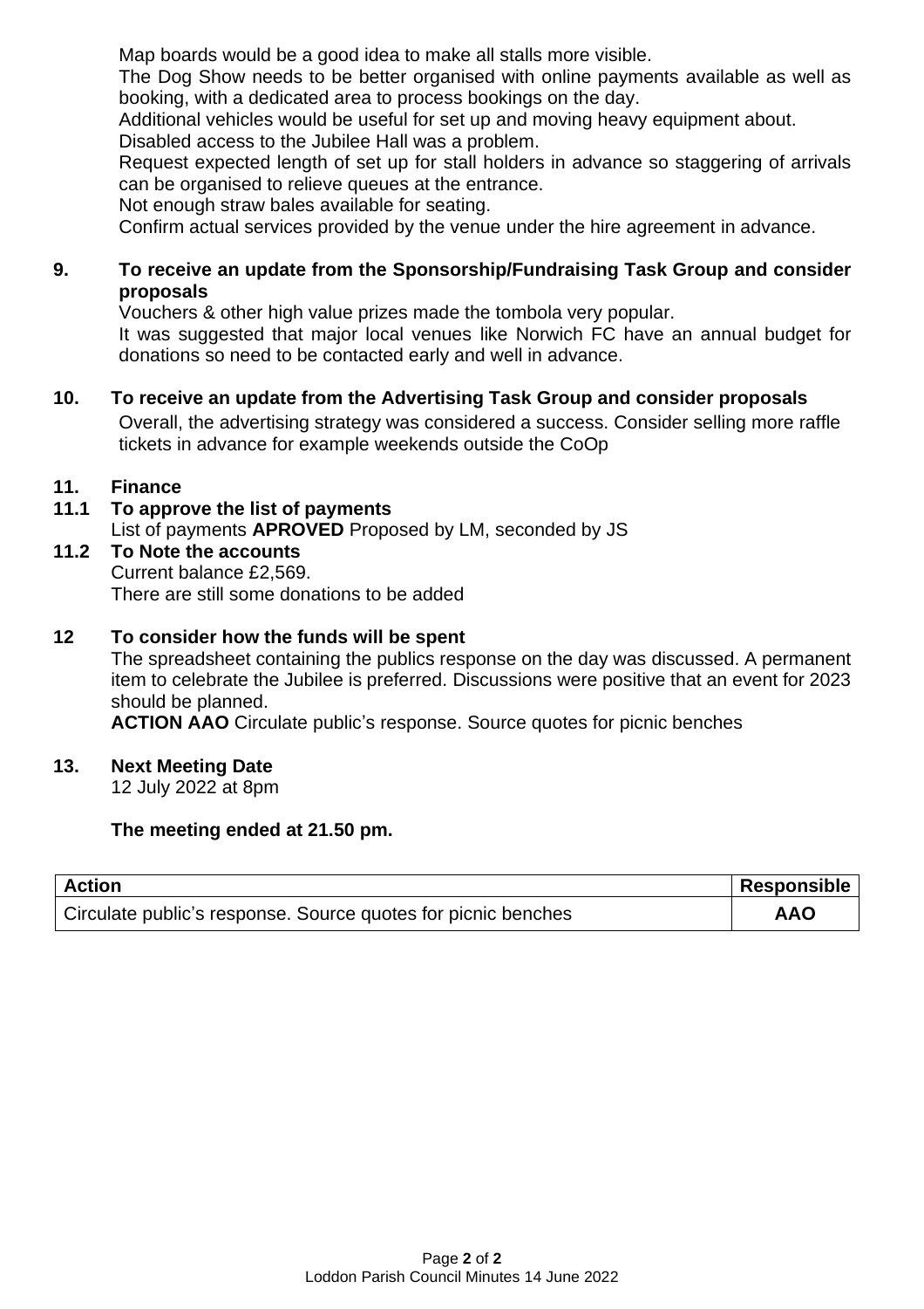Map boards would be a good idea to make all stalls more visible.
The Dog Show needs to be better organised with online payments available as well as booking, with a dedicated area to process bookings on the day.
Additional vehicles would be useful for set up and moving heavy equipment about.
Disabled access to the Jubilee Hall was a problem.
Request expected length of set up for stall holders in advance so staggering of arrivals can be organised to relieve queues at the entrance.
Not enough straw bales available for seating.
Confirm actual services provided by the venue under the hire agreement in advance.

**9. To receive an update from the Sponsorship/Fundraising Task Group and consider proposals**

Vouchers & other high value prizes made the tombola very popular.
It was suggested that major local venues like Norwich FC have an annual budget for donations so need to be contacted early and well in advance.

**10. To receive an update from the Advertising Task Group and consider proposals**

Overall, the advertising strategy was considered a success. Consider selling more raffle tickets in advance for example weekends outside the CoOp

**11. Finance**

**11.1 To approve the list of payments**

List of payments **APROVED** Proposed by LM, seconded by JS

**11.2 To Note the accounts**

Current balance £2,569.
There are still some donations to be added

**12 To consider how the funds will be spent**

The spreadsheet containing the publics response on the day was discussed. A permanent item to celebrate the Jubilee is preferred. Discussions were positive that an event for 2023 should be planned.
**ACTION AAO** Circulate public's response. Source quotes for picnic benches

**13. Next Meeting Date**

12 July 2022 at 8pm

**The meeting ended at 21.50 pm.**

| Action | Responsible |
|---|---|
| Circulate public's response. Source quotes for picnic benches | **AAO** |